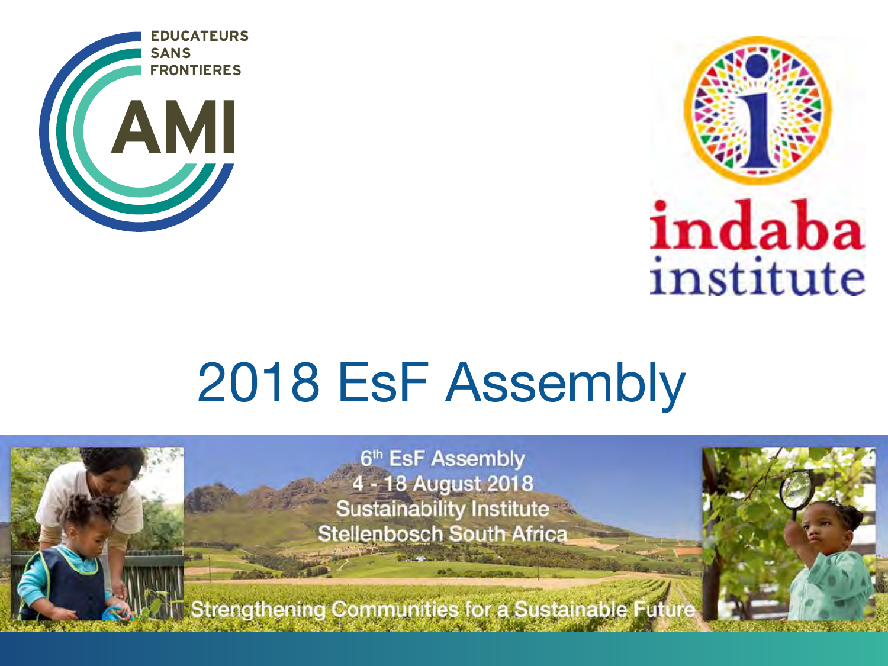EDUCATEURS SANS FRONTIERES

AMI

indaba institute

# 2018 EsF Assembly

6th EsF Assembly
4 - 18 August 2018
Sustainability Institute
Stellenbosch South Africa

Strengthening Communities for a Sustainable Future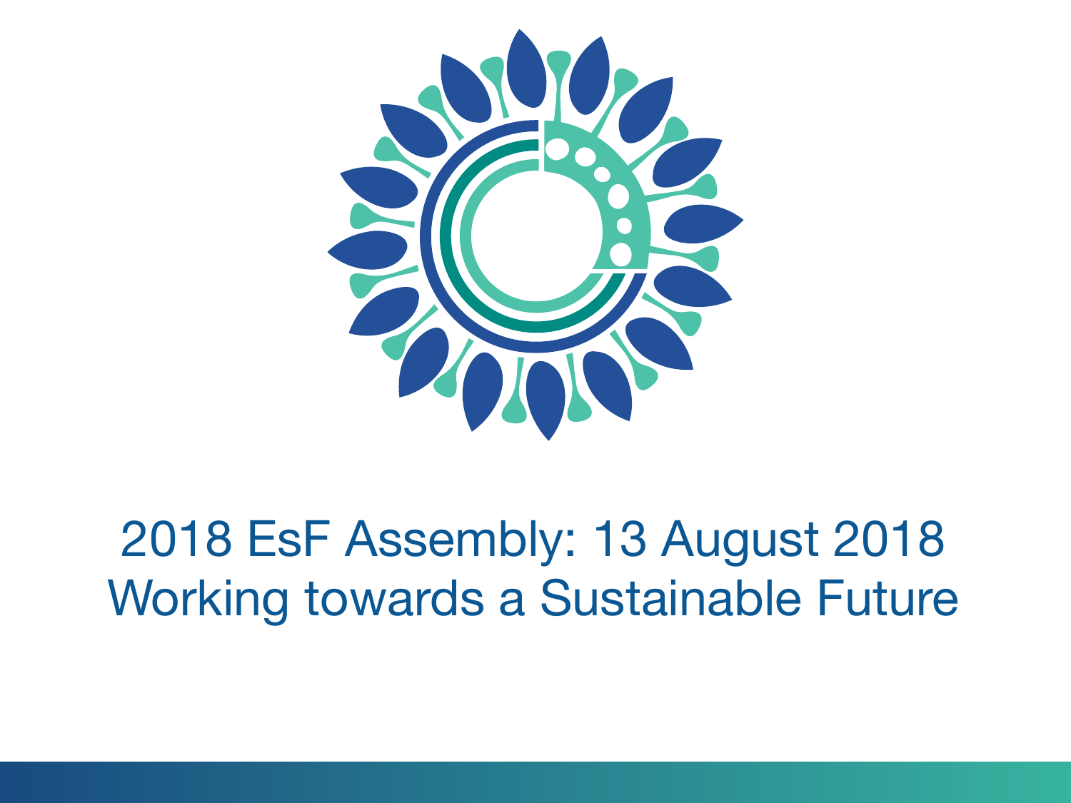# 2018 EsF Assembly: 13 August 2018

## Working towards a Sustainable Future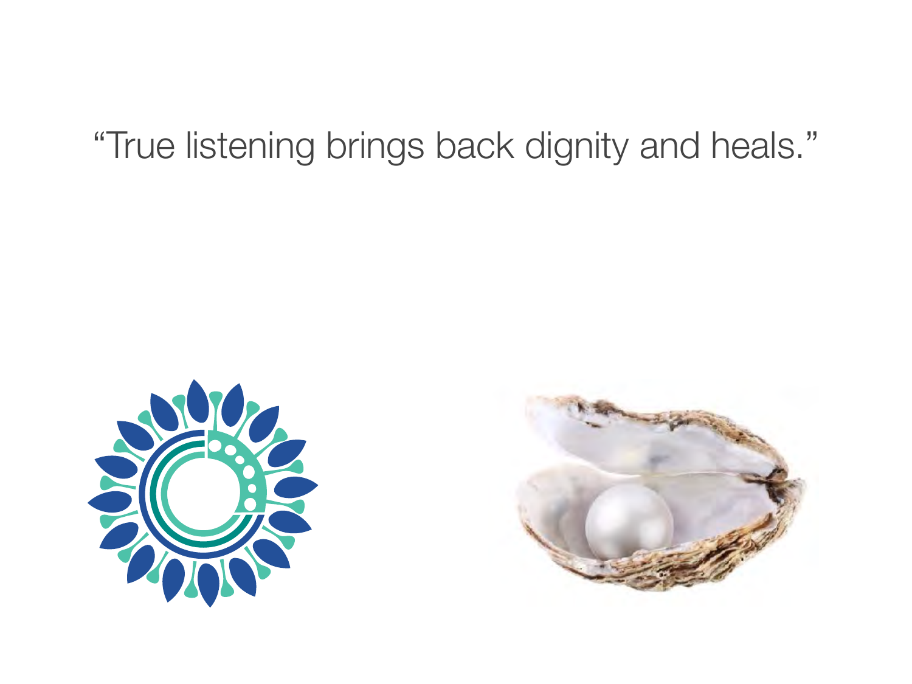“True listening brings back dignity and heals.”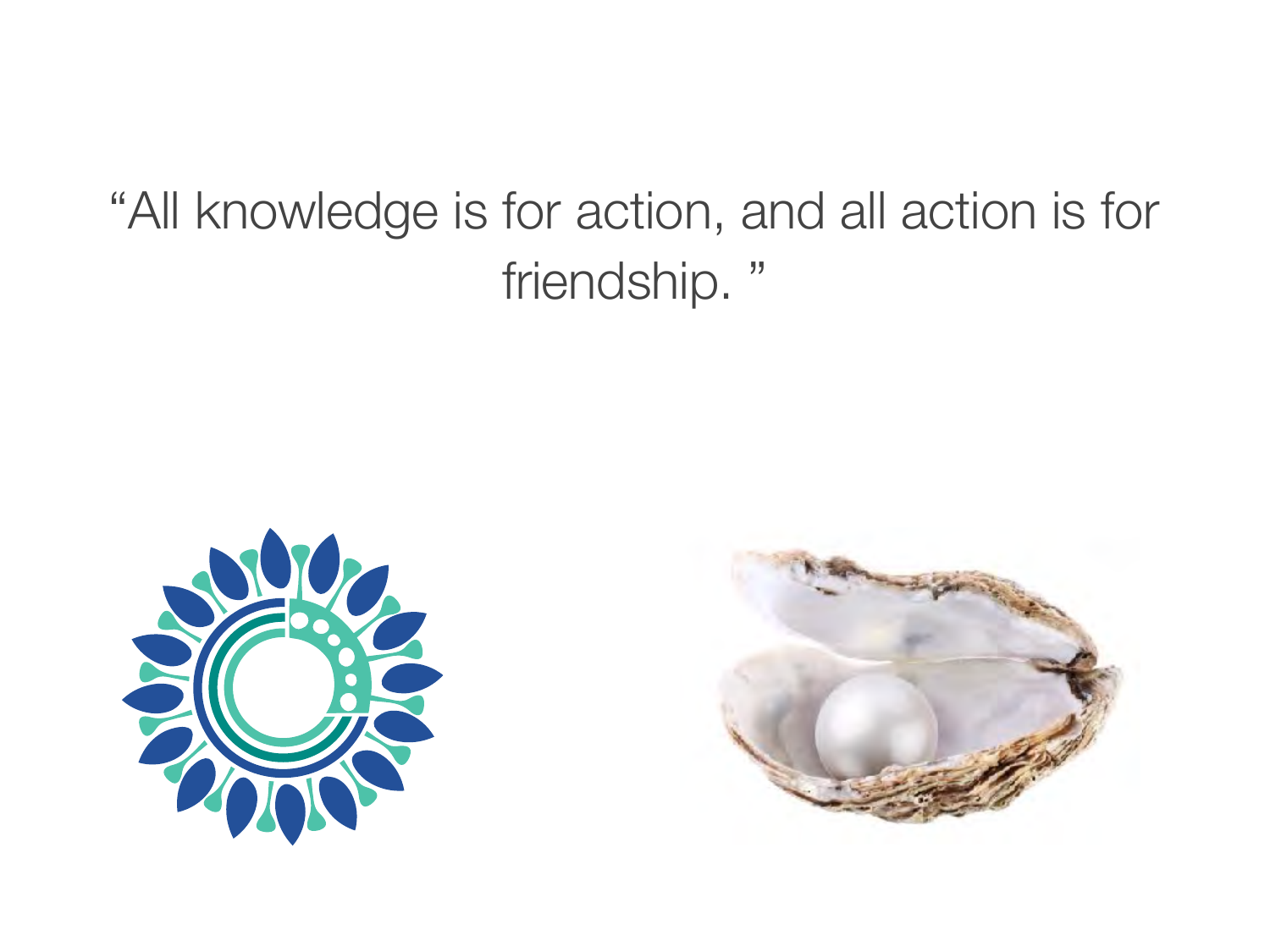"All knowledge is for action, and all action is for friendship. "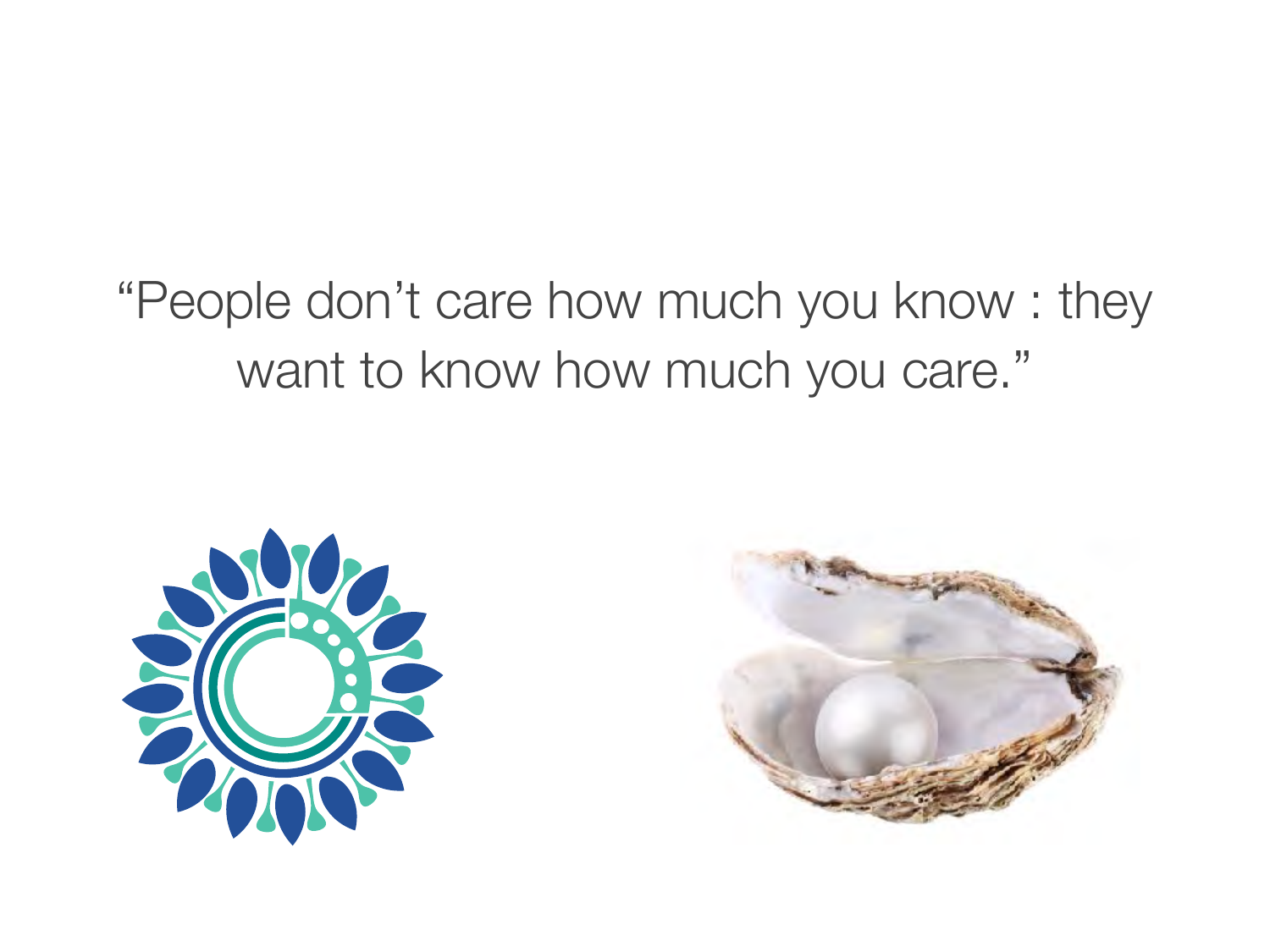“People don’t care how much you know : they want to know how much you care.”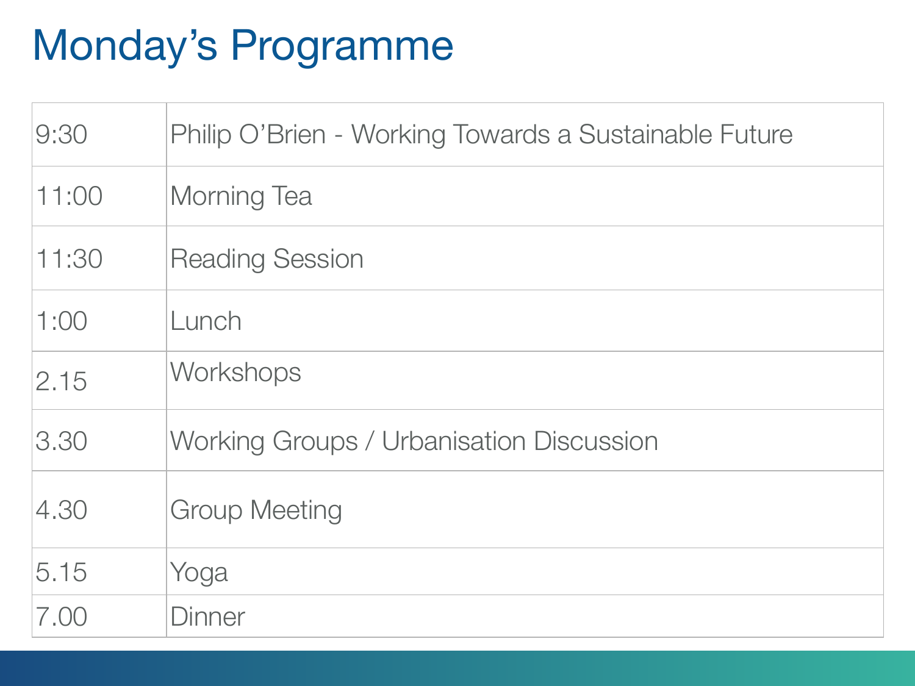# Monday’s Programme

| | |
|---|---|
| 9:30 | Philip O’Brien - Working Towards a Sustainable Future |
| 11:00 | Morning Tea |
| 11:30 | Reading Session |
| 1:00 | Lunch |
| 2.15 | Workshops |
| 3.30 | Working Groups / Urbanisation Discussion |
| 4.30 | Group Meeting |
| 5.15 | Yoga |
| 7.00 | Dinner |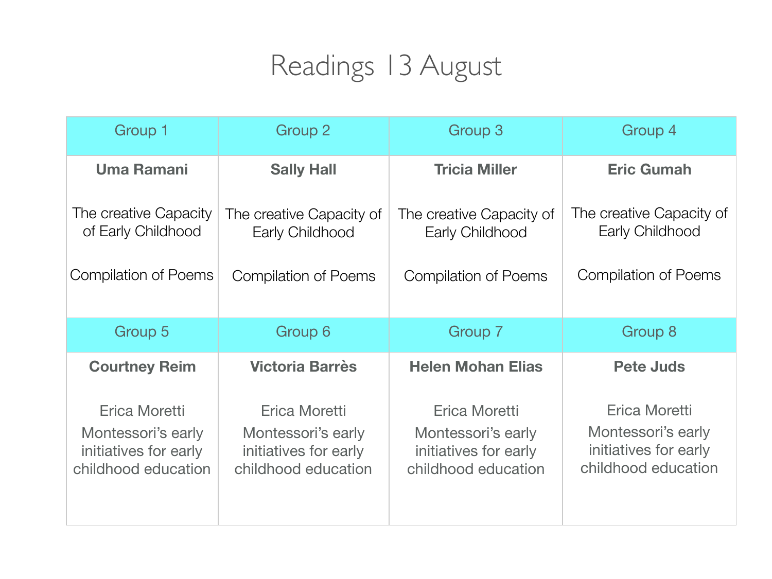# Readings 13 August

| Group 1 | Group 2 | Group 3 | Group 4 |
|---|---|---|---|
| **Uma Ramani**<br><br>The creative Capacity of Early Childhood<br><br>Compilation of Poems | **Sally Hall**<br><br>The creative Capacity of Early Childhood<br><br>Compilation of Poems | **Tricia Miller**<br><br>The creative Capacity of Early Childhood<br><br>Compilation of Poems | **Eric Gumah**<br><br>The creative Capacity of Early Childhood<br><br>Compilation of Poems |
| **Group 5** | **Group 6** | **Group 7** | **Group 8** |
| **Courtney Reim**<br><br>Erica Moretti<br>Montessori's early initiatives for early childhood education | **Victoria Barrès**<br><br>Erica Moretti<br>Montessori's early initiatives for early childhood education | **Helen Mohan Elias**<br><br>Erica Moretti<br>Montessori's early initiatives for early childhood education | **Pete Juds**<br><br>Erica Moretti<br>Montessori's early initiatives for early childhood education |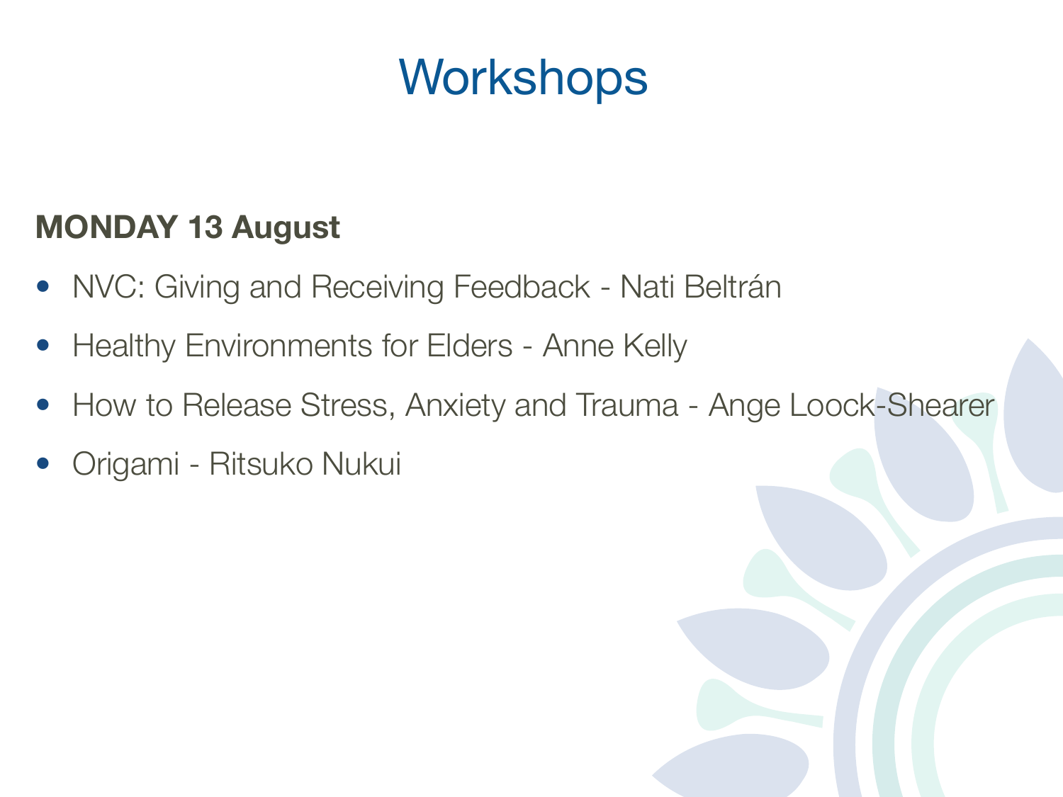# Workshops

**MONDAY 13 August**

- NVC: Giving and Receiving Feedback - Nati Beltrán
- Healthy Environments for Elders - Anne Kelly
- How to Release Stress, Anxiety and Trauma - Ange Loock-Shearer
- Origami - Ritsuko Nukui